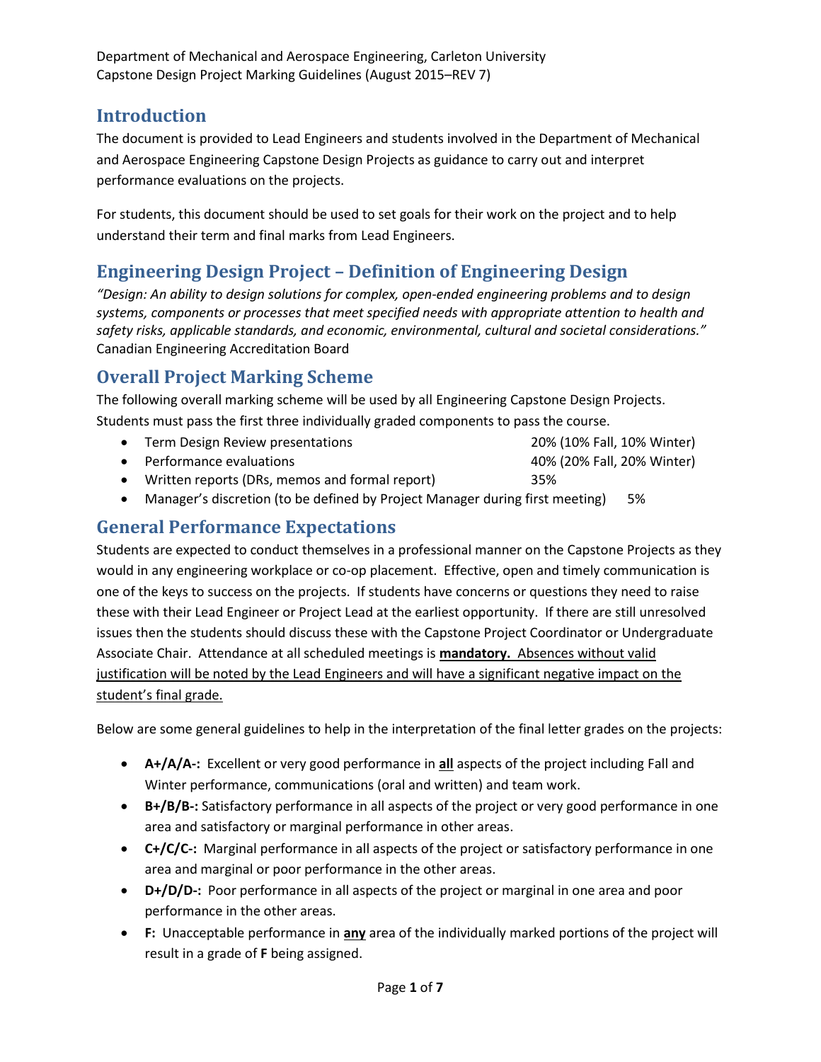Department of Mechanical and Aerospace Engineering, Carleton University
Capstone Design Project Marking Guidelines (August 2015–REV 7)

## Introduction

The document is provided to Lead Engineers and students involved in the Department of Mechanical and Aerospace Engineering Capstone Design Projects as guidance to carry out and interpret performance evaluations on the projects.

For students, this document should be used to set goals for their work on the project and to help understand their term and final marks from Lead Engineers.

## Engineering Design Project – Definition of Engineering Design

*"Design: An ability to design solutions for complex, open-ended engineering problems and to design systems, components or processes that meet specified needs with appropriate attention to health and safety risks, applicable standards, and economic, environmental, cultural and societal considerations."*
Canadian Engineering Accreditation Board

## Overall Project Marking Scheme

The following overall marking scheme will be used by all Engineering Capstone Design Projects. Students must pass the first three individually graded components to pass the course.

- Term Design Review presentations — 20% (10% Fall, 10% Winter)
- Performance evaluations — 40% (20% Fall, 20% Winter)
- Written reports (DRs, memos and formal report) — 35%
- Manager's discretion (to be defined by Project Manager during first meeting) — 5%

## General Performance Expectations

Students are expected to conduct themselves in a professional manner on the Capstone Projects as they would in any engineering workplace or co-op placement. Effective, open and timely communication is one of the keys to success on the projects. If students have concerns or questions they need to raise these with their Lead Engineer or Project Lead at the earliest opportunity. If there are still unresolved issues then the students should discuss these with the Capstone Project Coordinator or Undergraduate Associate Chair. Attendance at all scheduled meetings is **mandatory.** Absences without valid justification will be noted by the Lead Engineers and will have a significant negative impact on the student's final grade.

Below are some general guidelines to help in the interpretation of the final letter grades on the projects:

- **A+/A/A-:** Excellent or very good performance in **all** aspects of the project including Fall and Winter performance, communications (oral and written) and team work.
- **B+/B/B-:** Satisfactory performance in all aspects of the project or very good performance in one area and satisfactory or marginal performance in other areas.
- **C+/C/C-:** Marginal performance in all aspects of the project or satisfactory performance in one area and marginal or poor performance in the other areas.
- **D+/D/D-:** Poor performance in all aspects of the project or marginal in one area and poor performance in the other areas.
- **F:** Unacceptable performance in **any** area of the individually marked portions of the project will result in a grade of **F** being assigned.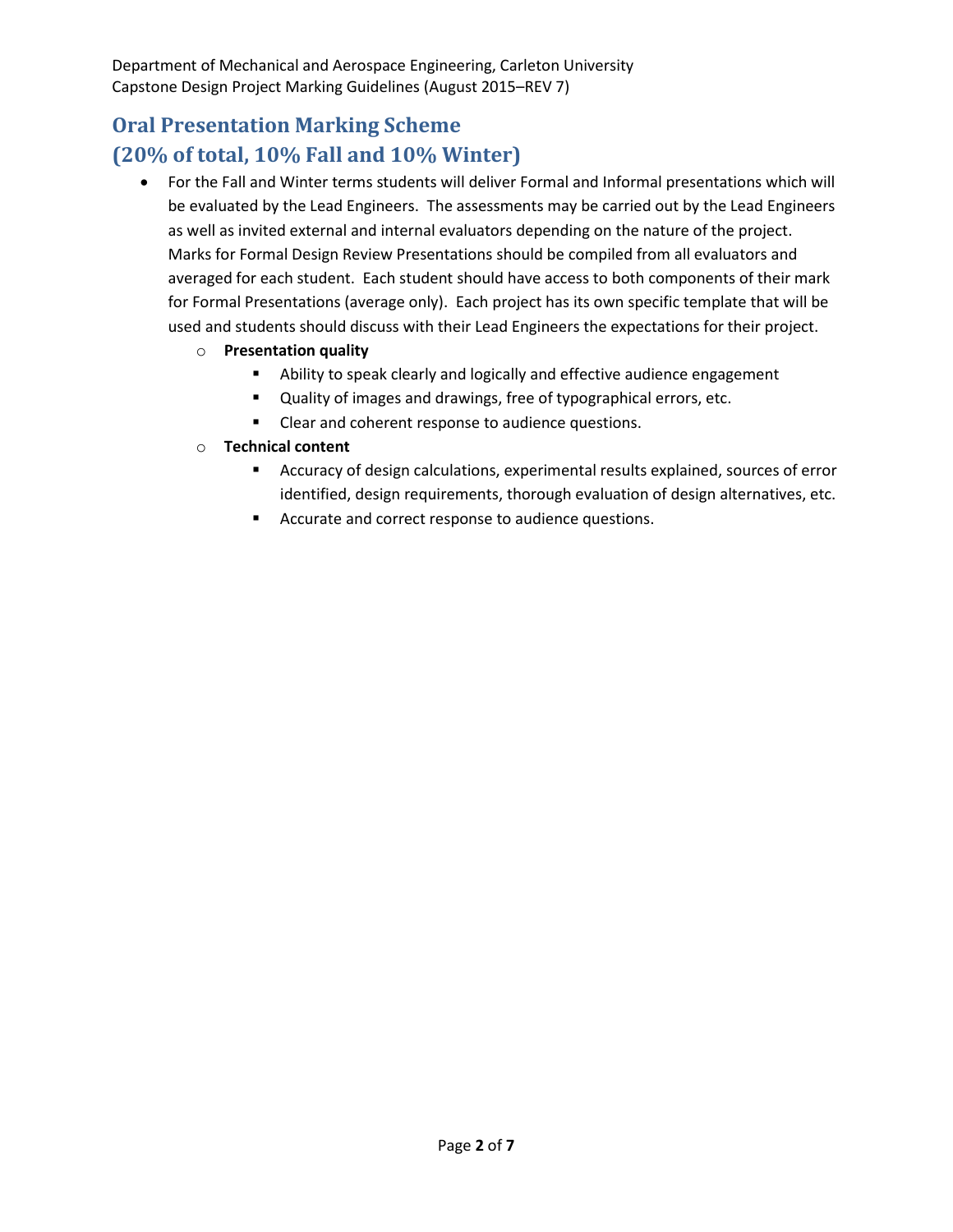## Oral Presentation Marking Scheme
## (20% of total, 10% Fall and 10% Winter)

- For the Fall and Winter terms students will deliver Formal and Informal presentations which will be evaluated by the Lead Engineers. The assessments may be carried out by the Lead Engineers as well as invited external and internal evaluators depending on the nature of the project. Marks for Formal Design Review Presentations should be compiled from all evaluators and averaged for each student. Each student should have access to both components of their mark for Formal Presentations (average only). Each project has its own specific template that will be used and students should discuss with their Lead Engineers the expectations for their project.
  - **Presentation quality**
    - Ability to speak clearly and logically and effective audience engagement
    - Quality of images and drawings, free of typographical errors, etc.
    - Clear and coherent response to audience questions.
  - **Technical content**
    - Accuracy of design calculations, experimental results explained, sources of error identified, design requirements, thorough evaluation of design alternatives, etc.
    - Accurate and correct response to audience questions.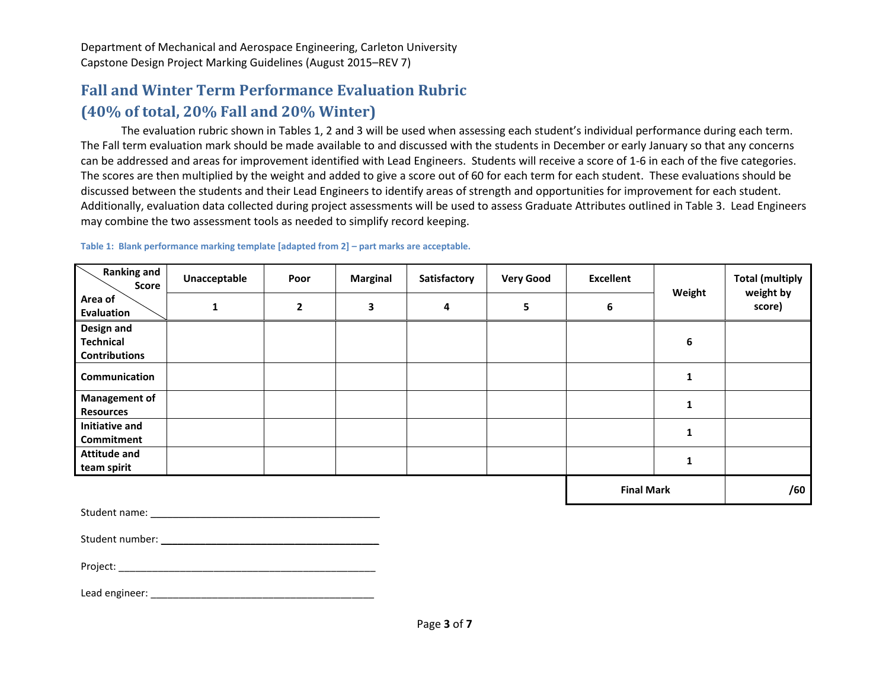Department of Mechanical and Aerospace Engineering, Carleton University
Capstone Design Project Marking Guidelines (August 2015–REV 7)

## Fall and Winter Term Performance Evaluation Rubric (40% of total, 20% Fall and 20% Winter)

The evaluation rubric shown in Tables 1, 2 and 3 will be used when assessing each student's individual performance during each term. The Fall term evaluation mark should be made available to and discussed with the students in December or early January so that any concerns can be addressed and areas for improvement identified with Lead Engineers. Students will receive a score of 1-6 in each of the five categories. The scores are then multiplied by the weight and added to give a score out of 60 for each term for each student. These evaluations should be discussed between the students and their Lead Engineers to identify areas of strength and opportunities for improvement for each student. Additionally, evaluation data collected during project assessments will be used to assess Graduate Attributes outlined in Table 3. Lead Engineers may combine the two assessment tools as needed to simplify record keeping.

**Table 1: Blank performance marking template [adapted from 2] – part marks are acceptable.**

| Ranking and Score / Area of Evaluation | Unacceptable | Poor | Marginal | Satisfactory | Very Good | Excellent | Weight | Total (multiply weight by score) |
|---|---|---|---|---|---|---|---|---|
| | 1 | 2 | 3 | 4 | 5 | 6 | | |
| **Design and Technical Contributions** | | | | | | | 6 | |
| **Communication** | | | | | | | 1 | |
| **Management of Resources** | | | | | | | 1 | |
| **Initiative and Commitment** | | | | | | | 1 | |
| **Attitude and team spirit** | | | | | | | 1 | |
| | | | | | | **Final Mark** | | **/60** |

Student name: ________________________________________

Student number: ______________________________________

Project: _____________________________________________

Lead engineer: ________________________________________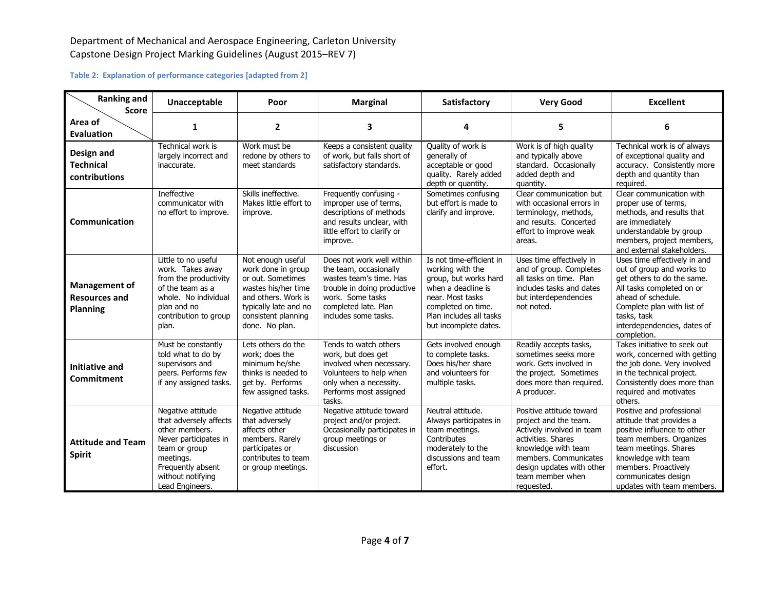Table 2: Explanation of performance categories [adapted from 2]

| Ranking and Score / Area of Evaluation | Unacceptable | Poor | Marginal | Satisfactory | Very Good | Excellent |
|---|---|---|---|---|---|---|
| | **1** | **2** | **3** | **4** | **5** | **6** |
| **Design and Technical contributions** | Technical work is largely incorrect and inaccurate. | Work must be redone by others to meet standards | Keeps a consistent quality of work, but falls short of satisfactory standards. | Quality of work is generally of acceptable or good quality. Rarely added depth or quantity. | Work is of high quality and typically above standard. Occasionally added depth and quantity. | Technical work is of always of exceptional quality and accuracy. Consistently more depth and quantity than required. |
| **Communication** | Ineffective communicator with no effort to improve. | Skills ineffective. Makes little effort to improve. | Frequently confusing - improper use of terms, descriptions of methods and results unclear, with little effort to clarify or improve. | Sometimes confusing but effort is made to clarify and improve. | Clear communication but with occasional errors in terminology, methods, and results. Concerted effort to improve weak areas. | Clear communication with proper use of terms, methods, and results that are immediately understandable by group members, project members, and external stakeholders. |
| **Management of Resources and Planning** | Little to no useful work. Takes away from the productivity of the team as a whole. No individual plan and no contribution to group plan. | Not enough useful work done in group or out. Sometimes wastes his/her time and others. Work is typically late and no consistent planning done. No plan. | Does not work well within the team, occasionally wastes team's time. Has trouble in doing productive work. Some tasks completed late. Plan includes some tasks. | Is not time-efficient in working with the group, but works hard when a deadline is near. Most tasks completed on time. Plan includes all tasks but incomplete dates. | Uses time effectively in and of group. Completes all tasks on time. Plan includes tasks and dates but interdependencies not noted. | Uses time effectively in and out of group and works to get others to do the same. All tasks completed on or ahead of schedule. Complete plan with list of tasks, task interdependencies, dates of completion. |
| **Initiative and Commitment** | Must be constantly told what to do by supervisors and peers. Performs few if any assigned tasks. | Lets others do the work; does the minimum he/she thinks is needed to get by. Performs few assigned tasks. | Tends to watch others work, but does get involved when necessary. Volunteers to help when only when a necessity. Performs most assigned tasks. | Gets involved enough to complete tasks. Does his/her share and volunteers for multiple tasks. | Readily accepts tasks, sometimes seeks more work. Gets involved in the project. Sometimes does more than required. A producer. | Takes initiative to seek out work, concerned with getting the job done. Very involved in the technical project. Consistently does more than required and motivates others. |
| **Attitude and Team Spirit** | Negative attitude that adversely affects other members. Never participates in team or group meetings. Frequently absent without notifying Lead Engineers. | Negative attitude that adversely affects other members. Rarely participates or contributes to team or group meetings. | Negative attitude toward project and/or project. Occasionally participates in group meetings or discussion | Neutral attitude. Always participates in team meetings. Contributes moderately to the discussions and team effort. | Positive attitude toward project and the team. Actively involved in team activities. Shares knowledge with team members. Communicates design updates with other team member when requested. | Positive and professional attitude that provides a positive influence to other team members. Organizes team meetings. Shares knowledge with team members. Proactively communicates design updates with team members. |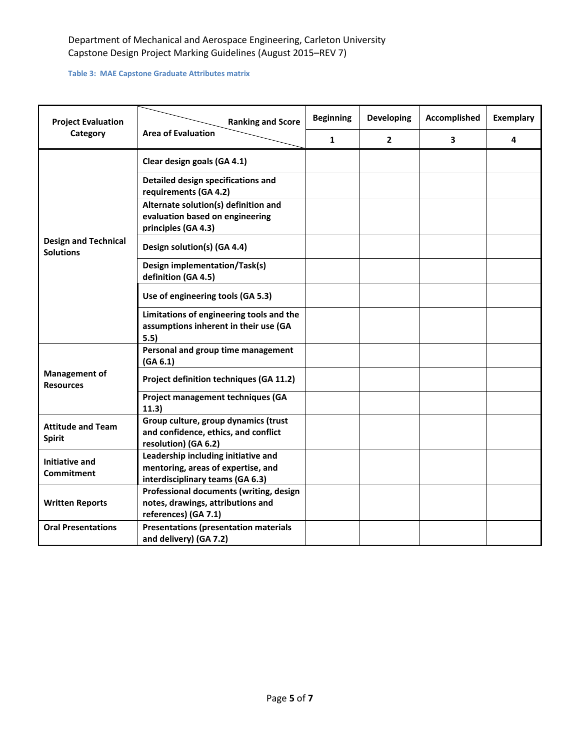Department of Mechanical and Aerospace Engineering, Carleton University
Capstone Design Project Marking Guidelines (August 2015–REV 7)

**Table 3: MAE Capstone Graduate Attributes matrix**

| Project Evaluation Category | Area of Evaluation / Ranking and Score | Beginning | Developing | Accomplished | Exemplary |
|---|---|---|---|---|---|
| | | 1 | 2 | 3 | 4 |
| Design and Technical Solutions | Clear design goals (GA 4.1) | | | | |
| | Detailed design specifications and requirements (GA 4.2) | | | | |
| | Alternate solution(s) definition and evaluation based on engineering principles (GA 4.3) | | | | |
| | Design solution(s) (GA 4.4) | | | | |
| | Design implementation/Task(s) definition (GA 4.5) | | | | |
| | Use of engineering tools (GA 5.3) | | | | |
| | Limitations of engineering tools and the assumptions inherent in their use (GA 5.5) | | | | |
| Management of Resources | Personal and group time management (GA 6.1) | | | | |
| | Project definition techniques (GA 11.2) | | | | |
| | Project management techniques (GA 11.3) | | | | |
| Attitude and Team Spirit | Group culture, group dynamics (trust and confidence, ethics, and conflict resolution) (GA 6.2) | | | | |
| Initiative and Commitment | Leadership including initiative and mentoring, areas of expertise, and interdisciplinary teams (GA 6.3) | | | | |
| Written Reports | Professional documents (writing, design notes, drawings, attributions and references) (GA 7.1) | | | | |
| Oral Presentations | Presentations (presentation materials and delivery) (GA 7.2) | | | | |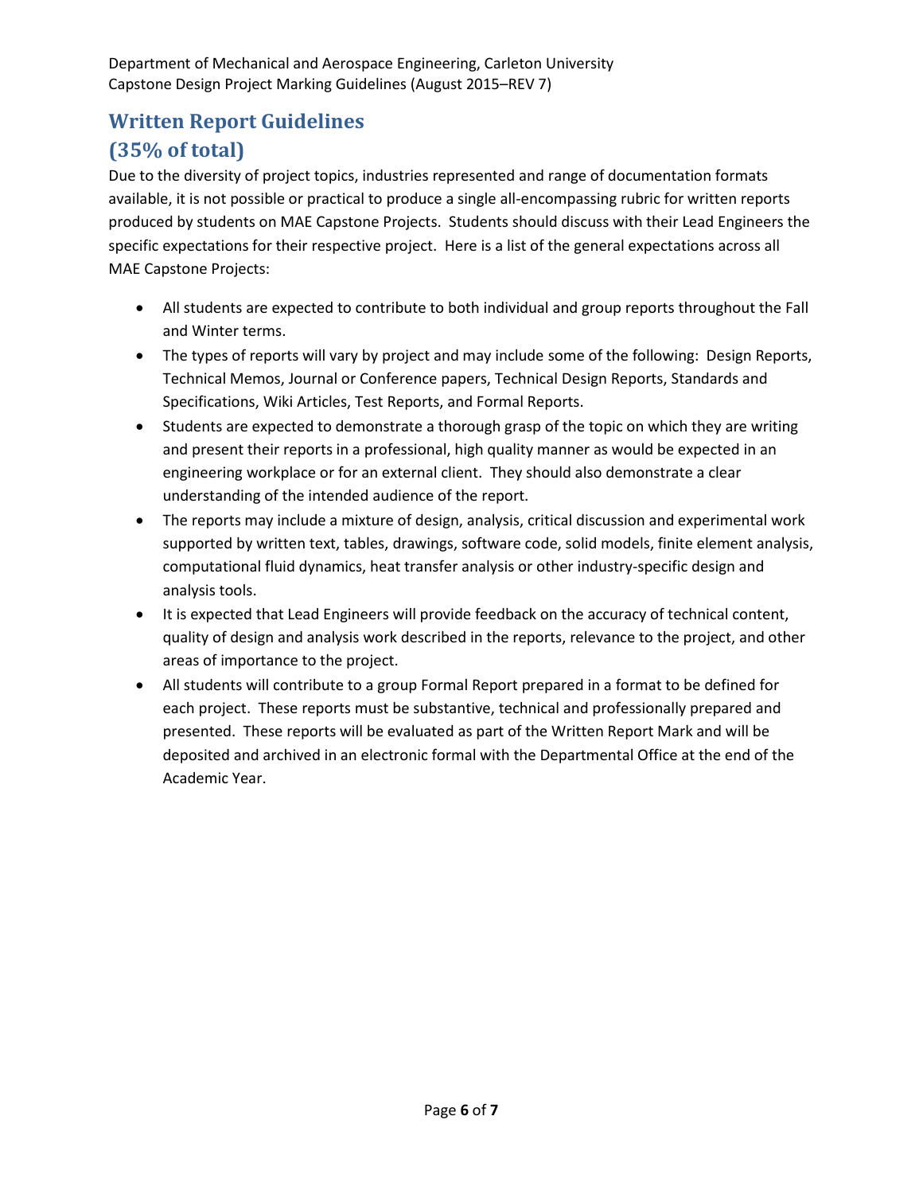## Written Report Guidelines
## (35% of total)

Due to the diversity of project topics, industries represented and range of documentation formats available, it is not possible or practical to produce a single all-encompassing rubric for written reports produced by students on MAE Capstone Projects. Students should discuss with their Lead Engineers the specific expectations for their respective project. Here is a list of the general expectations across all MAE Capstone Projects:

- All students are expected to contribute to both individual and group reports throughout the Fall and Winter terms.
- The types of reports will vary by project and may include some of the following: Design Reports, Technical Memos, Journal or Conference papers, Technical Design Reports, Standards and Specifications, Wiki Articles, Test Reports, and Formal Reports.
- Students are expected to demonstrate a thorough grasp of the topic on which they are writing and present their reports in a professional, high quality manner as would be expected in an engineering workplace or for an external client. They should also demonstrate a clear understanding of the intended audience of the report.
- The reports may include a mixture of design, analysis, critical discussion and experimental work supported by written text, tables, drawings, software code, solid models, finite element analysis, computational fluid dynamics, heat transfer analysis or other industry-specific design and analysis tools.
- It is expected that Lead Engineers will provide feedback on the accuracy of technical content, quality of design and analysis work described in the reports, relevance to the project, and other areas of importance to the project.
- All students will contribute to a group Formal Report prepared in a format to be defined for each project. These reports must be substantive, technical and professionally prepared and presented. These reports will be evaluated as part of the Written Report Mark and will be deposited and archived in an electronic formal with the Departmental Office at the end of the Academic Year.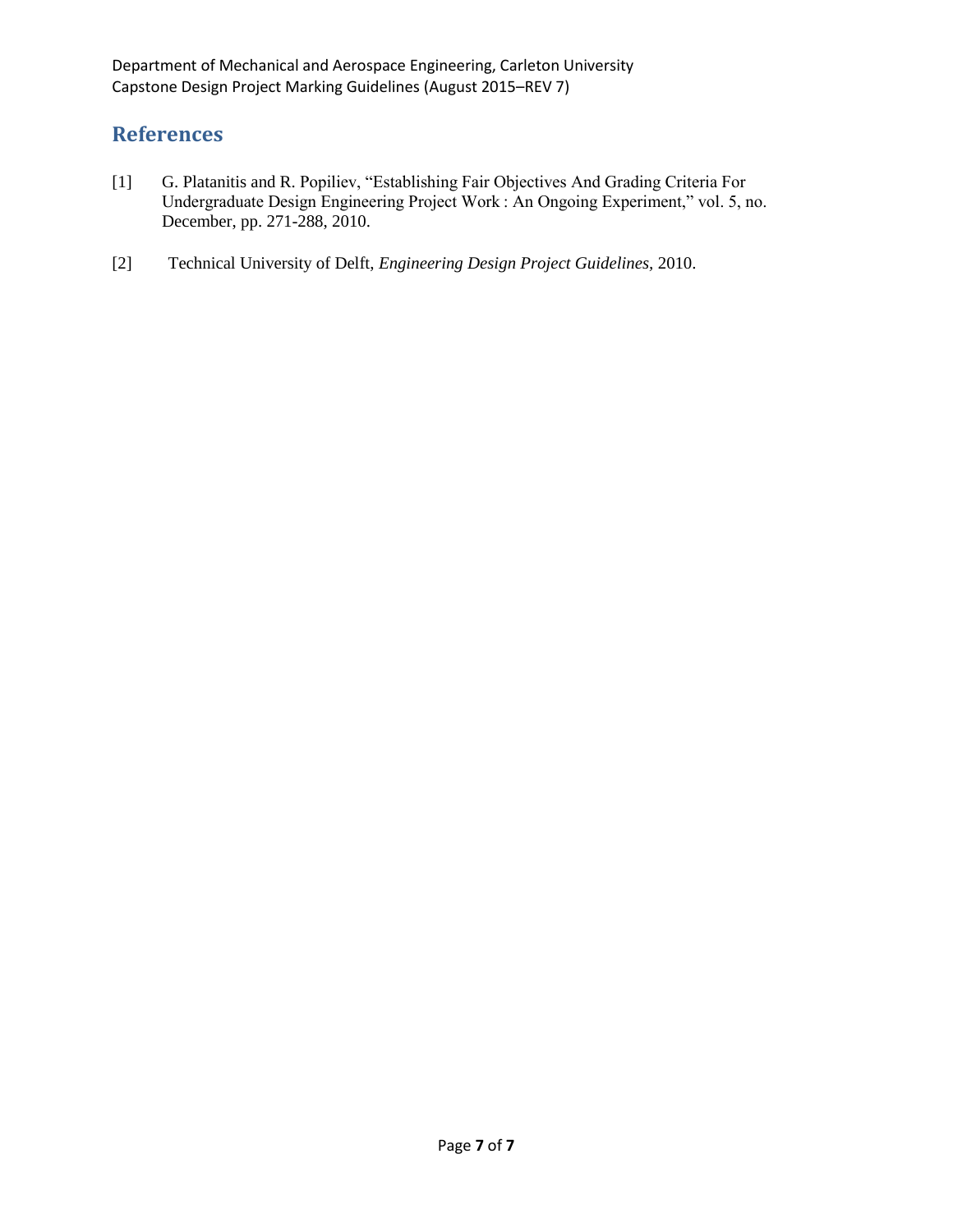## References

[1] G. Platanitis and R. Popiliev, "Establishing Fair Objectives And Grading Criteria For Undergraduate Design Engineering Project Work : An Ongoing Experiment," vol. 5, no. December, pp. 271-288, 2010.

[2] Technical University of Delft, *Engineering Design Project Guidelines,* 2010.